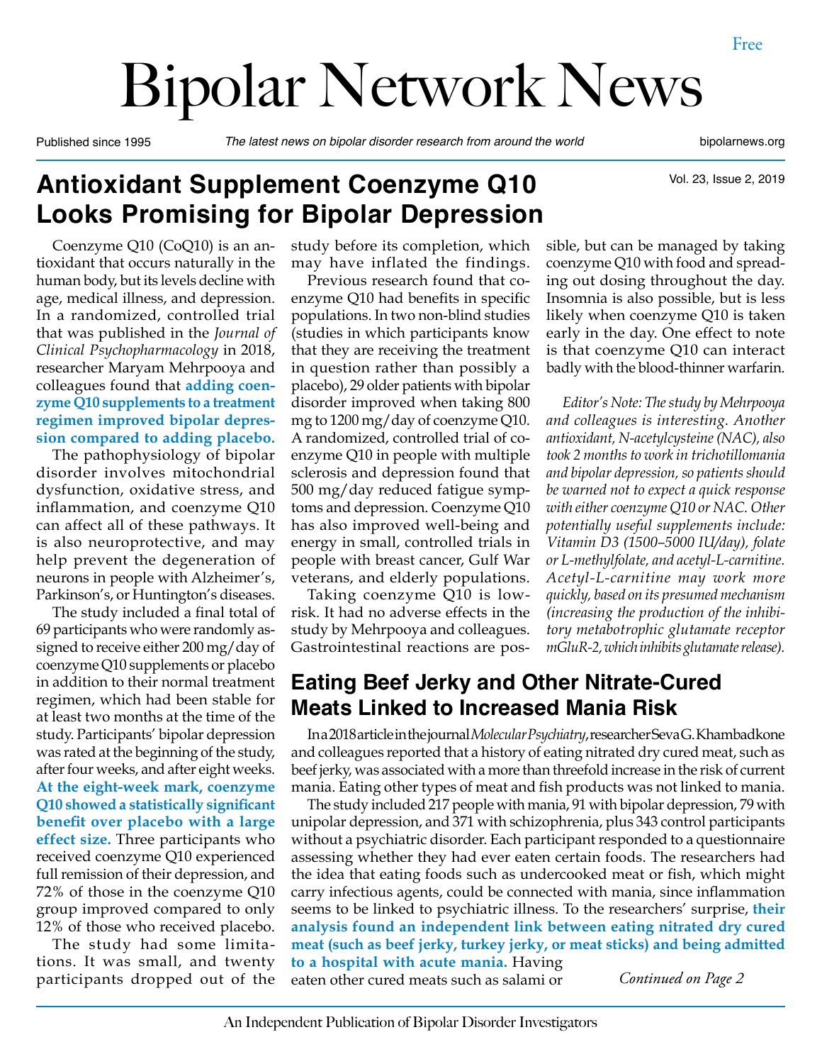Free

# Bipolar Network News

Published since 1995 | *The latest news on bipolar disorder research from around the world* | bipolarnews.org

Vol. 23, Issue 2, 2019

## Antioxidant Supplement Coenzyme Q10 Looks Promising for Bipolar Depression

Coenzyme Q10 (CoQ10) is an antioxidant that occurs naturally in the human body, but its levels decline with age, medical illness, and depression. In a randomized, controlled trial that was published in the *Journal of Clinical Psychopharmacology* in 2018, researcher Maryam Mehrpooya and colleagues found that **adding coenzyme Q10 supplements to a treatment regimen improved bipolar depression compared to adding placebo.**

The pathophysiology of bipolar disorder involves mitochondrial dysfunction, oxidative stress, and inflammation, and coenzyme Q10 can affect all of these pathways. It is also neuroprotective, and may help prevent the degeneration of neurons in people with Alzheimer's, Parkinson's, or Huntington's diseases.

The study included a final total of 69 participants who were randomly assigned to receive either 200 mg/day of coenzyme Q10 supplements or placebo in addition to their normal treatment regimen, which had been stable for at least two months at the time of the study. Participants' bipolar depression was rated at the beginning of the study, after four weeks, and after eight weeks. **At the eight-week mark, coenzyme Q10 showed a statistically significant benefit over placebo with a large effect size.** Three participants who received coenzyme Q10 experienced full remission of their depression, and 72% of those in the coenzyme Q10 group improved compared to only 12% of those who received placebo.

The study had some limitations. It was small, and twenty participants dropped out of the study before its completion, which may have inflated the findings.

Previous research found that coenzyme Q10 had benefits in specific populations. In two non-blind studies (studies in which participants know that they are receiving the treatment in question rather than possibly a placebo), 29 older patients with bipolar disorder improved when taking 800 mg to 1200 mg/day of coenzyme Q10. A randomized, controlled trial of coenzyme Q10 in people with multiple sclerosis and depression found that 500 mg/day reduced fatigue symptoms and depression. Coenzyme Q10 has also improved well-being and energy in small, controlled trials in people with breast cancer, Gulf War veterans, and elderly populations.

Taking coenzyme Q10 is low-risk. It had no adverse effects in the study by Mehrpooya and colleagues. Gastrointestinal reactions are possible, but can be managed by taking coenzyme Q10 with food and spreading out dosing throughout the day. Insomnia is also possible, but is less likely when coenzyme Q10 is taken early in the day. One effect to note is that coenzyme Q10 can interact badly with the blood-thinner warfarin.

*Editor's Note: The study by Mehrpooya and colleagues is interesting. Another antioxidant, N-acetylcysteine (NAC), also took 2 months to work in trichotillomania and bipolar depression, so patients should be warned not to expect a quick response with either coenzyme Q10 or NAC. Other potentially useful supplements include: Vitamin D3 (1500–5000 IU/day), folate or L-methylfolate, and acetyl-L-carnitine. Acetyl-L-carnitine may work more quickly, based on its presumed mechanism (increasing the production of the inhibitory metabotropic glutamate receptor mGluR-2, which inhibits glutamate release).*

## Eating Beef Jerky and Other Nitrate-Cured Meats Linked to Increased Mania Risk

In a 2018 article in the journal *Molecular Psychiatry*, researcher Seva G. Khambadkone and colleagues reported that a history of eating nitrated dry cured meat, such as beef jerky, was associated with a more than threefold increase in the risk of current mania. Eating other types of meat and fish products was not linked to mania.

The study included 217 people with mania, 91 with bipolar depression, 79 with unipolar depression, and 371 with schizophrenia, plus 343 control participants without a psychiatric disorder. Each participant responded to a questionnaire assessing whether they had ever eaten certain foods. The researchers had the idea that eating foods such as undercooked meat or fish, which might carry infectious agents, could be connected with mania, since inflammation seems to be linked to psychiatric illness. To the researchers' surprise, **their analysis found an independent link between eating nitrated dry cured meat (such as beef jerky, turkey jerky, or meat sticks) and being admitted to a hospital with acute mania.** Having eaten other cured meats such as salami or

*Continued on Page 2*

An Independent Publication of Bipolar Disorder Investigators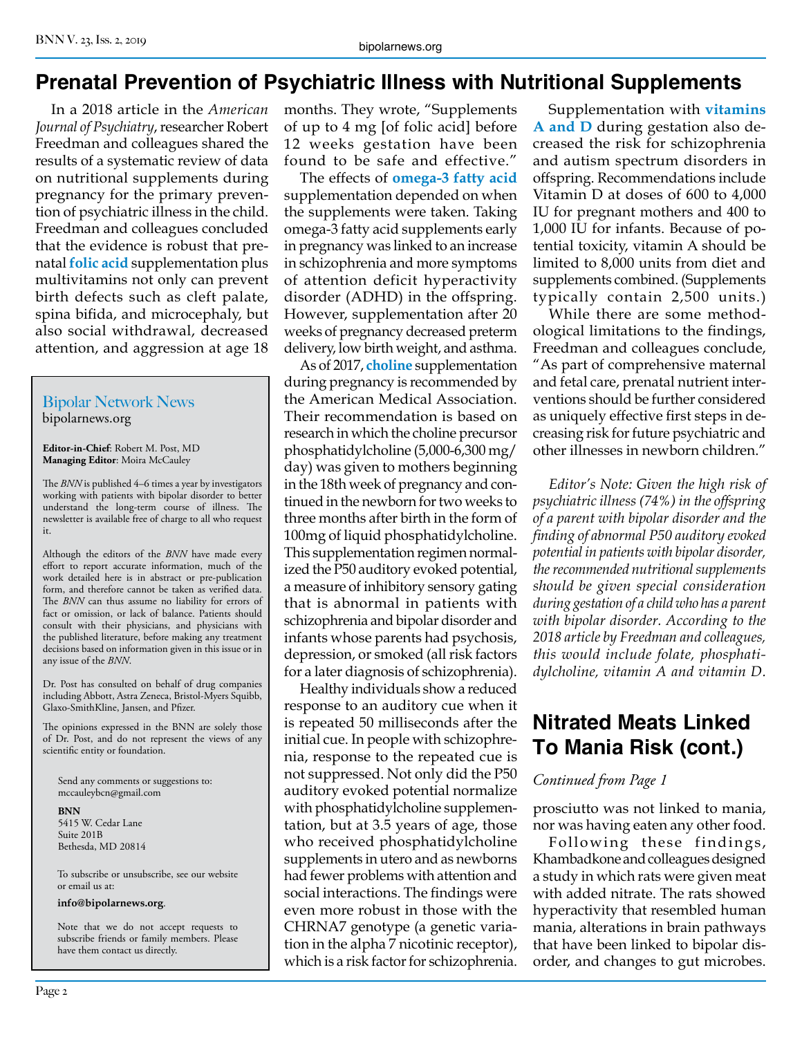# Prenatal Prevention of Psychiatric Illness with Nutritional Supplements

In a 2018 article in the *American Journal of Psychiatry*, researcher Robert Freedman and colleagues shared the results of a systematic review of data on nutritional supplements during pregnancy for the primary prevention of psychiatric illness in the child. Freedman and colleagues concluded that the evidence is robust that prenatal **folic acid** supplementation plus multivitamins not only can prevent birth defects such as cleft palate, spina bifida, and microcephaly, but also social withdrawal, decreased attention, and aggression at age 18 months. They wrote, "Supplements of up to 4 mg [of folic acid] before 12 weeks gestation have been found to be safe and effective."

The effects of **omega-3 fatty acid** supplementation depended on when the supplements were taken. Taking omega-3 fatty acid supplements early in pregnancy was linked to an increase in schizophrenia and more symptoms of attention deficit hyperactivity disorder (ADHD) in the offspring. However, supplementation after 20 weeks of pregnancy decreased preterm delivery, low birth weight, and asthma.

As of 2017, **choline** supplementation during pregnancy is recommended by the American Medical Association. Their recommendation is based on research in which the choline precursor phosphatidylcholine (5,000-6,300 mg/day) was given to mothers beginning in the 18th week of pregnancy and continued in the newborn for two weeks to three months after birth in the form of 100mg of liquid phosphatidylcholine. This supplementation regimen normalized the P50 auditory evoked potential, a measure of inhibitory sensory gating that is abnormal in patients with schizophrenia and bipolar disorder and infants whose parents had psychosis, depression, or smoked (all risk factors for a later diagnosis of schizophrenia).

Healthy individuals show a reduced response to an auditory cue when it is repeated 50 milliseconds after the initial cue. In people with schizophrenia, response to the repeated cue is not suppressed. Not only did the P50 auditory evoked potential normalize with phosphatidylcholine supplementation, but at 3.5 years of age, those who received phosphatidylcholine supplements in utero and as newborns had fewer problems with attention and social interactions. The findings were even more robust in those with the CHRNA7 genotype (a genetic variation in the alpha 7 nicotinic receptor), which is a risk factor for schizophrenia.

Supplementation with **vitamins A and D** during gestation also decreased the risk for schizophrenia and autism spectrum disorders in offspring. Recommendations include Vitamin D at doses of 600 to 4,000 IU for pregnant mothers and 400 to 1,000 IU for infants. Because of potential toxicity, vitamin A should be limited to 8,000 units from diet and supplements combined. (Supplements typically contain 2,500 units.)

While there are some methodological limitations to the findings, Freedman and colleagues conclude, "As part of comprehensive maternal and fetal care, prenatal nutrient interventions should be further considered as uniquely effective first steps in decreasing risk for future psychiatric and other illnesses in newborn children."

*Editor's Note: Given the high risk of psychiatric illness (74%) in the offspring of a parent with bipolar disorder and the finding of abnormal P50 auditory evoked potential in patients with bipolar disorder, the recommended nutritional supplements should be given special consideration during gestation of a child who has a parent with bipolar disorder. According to the 2018 article by Freedman and colleagues, this would include folate, phosphatidylcholine, vitamin A and vitamin D.*

## Nitrated Meats Linked To Mania Risk (cont.)

*Continued from Page 1*

prosciutto was not linked to mania, nor was having eaten any other food.

Following these findings, Khambadkone and colleagues designed a study in which rats were given meat with added nitrate. The rats showed hyperactivity that resembled human mania, alterations in brain pathways that have been linked to bipolar disorder, and changes to gut microbes.

---

**Bipolar Network News**
bipolarnews.org

**Editor-in-Chief**: Robert M. Post, MD
**Managing Editor**: Moira McCauley

The *BNN* is published 4–6 times a year by investigators working with patients with bipolar disorder to better understand the long-term course of illness. The newsletter is available free of charge to all who request it.

Although the editors of the *BNN* have made every effort to report accurate information, much of the work detailed here is in abstract or pre-publication form, and therefore cannot be taken as verified data. The *BNN* can thus assume no liability for errors of fact or omission, or lack of balance. Patients should consult with their physicians, and physicians with the published literature, before making any treatment decisions based on information given in this issue or in any issue of the *BNN*.

Dr. Post has consulted on behalf of drug companies including Abbott, Astra Zeneca, Bristol-Myers Squibb, Glaxo-SmithKline, Jansen, and Pfizer.

The opinions expressed in the BNN are solely those of Dr. Post, and do not represent the views of any scientific entity or foundation.

Send any comments or suggestions to:
mccauleybcn@gmail.com

**BNN**
5415 W. Cedar Lane
Suite 201B
Bethesda, MD 20814

To subscribe or unsubscribe, see our website or email us at:

**info@bipolarnews.org**.

Note that we do not accept requests to subscribe friends or family members. Please have them contact us directly.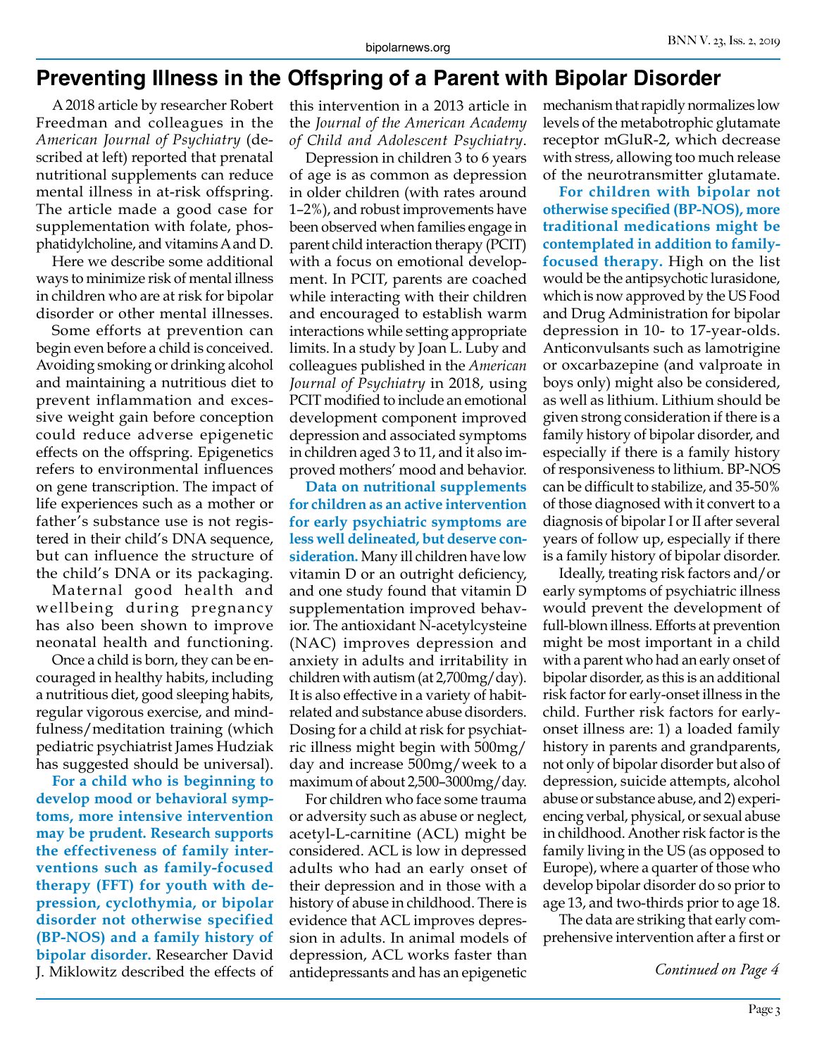# Preventing Illness in the Offspring of a Parent with Bipolar Disorder

A 2018 article by researcher Robert Freedman and colleagues in the *American Journal of Psychiatry* (described at left) reported that prenatal nutritional supplements can reduce mental illness in at-risk offspring. The article made a good case for supplementation with folate, phosphatidylcholine, and vitamins A and D.

Here we describe some additional ways to minimize risk of mental illness in children who are at risk for bipolar disorder or other mental illnesses.

Some efforts at prevention can begin even before a child is conceived. Avoiding smoking or drinking alcohol and maintaining a nutritious diet to prevent inflammation and excessive weight gain before conception could reduce adverse epigenetic effects on the offspring. Epigenetics refers to environmental influences on gene transcription. The impact of life experiences such as a mother or father's substance use is not registered in their child's DNA sequence, but can influence the structure of the child's DNA or its packaging.

Maternal good health and wellbeing during pregnancy has also been shown to improve neonatal health and functioning.

Once a child is born, they can be encouraged in healthy habits, including a nutritious diet, good sleeping habits, regular vigorous exercise, and mindfulness/meditation training (which pediatric psychiatrist James Hudziak has suggested should be universal).

**For a child who is beginning to develop mood or behavioral symptoms, more intensive intervention may be prudent. Research supports the effectiveness of family interventions such as family-focused therapy (FFT) for youth with depression, cyclothymia, or bipolar disorder not otherwise specified (BP-NOS) and a family history of bipolar disorder.** Researcher David J. Miklowitz described the effects of this intervention in a 2013 article in the *Journal of the American Academy of Child and Adolescent Psychiatry*.

Depression in children 3 to 6 years of age is as common as depression in older children (with rates around 1–2%), and robust improvements have been observed when families engage in parent child interaction therapy (PCIT) with a focus on emotional development. In PCIT, parents are coached while interacting with their children and encouraged to establish warm interactions while setting appropriate limits. In a study by Joan L. Luby and colleagues published in the *American Journal of Psychiatry* in 2018, using PCIT modified to include an emotional development component improved depression and associated symptoms in children aged 3 to 11, and it also improved mothers' mood and behavior.

**Data on nutritional supplements for children as an active intervention for early psychiatric symptoms are less well delineated, but deserve consideration.** Many ill children have low vitamin D or an outright deficiency, and one study found that vitamin D supplementation improved behavior. The antioxidant N-acetylcysteine (NAC) improves depression and anxiety in adults and irritability in children with autism (at 2,700mg/day). It is also effective in a variety of habit-related and substance abuse disorders. Dosing for a child at risk for psychiatric illness might begin with 500mg/day and increase 500mg/week to a maximum of about 2,500–3000mg/day.

For children who face some trauma or adversity such as abuse or neglect, acetyl-L-carnitine (ACL) might be considered. ACL is low in depressed adults who had an early onset of their depression and in those with a history of abuse in childhood. There is evidence that ACL improves depression in adults. In animal models of depression, ACL works faster than antidepressants and has an epigenetic mechanism that rapidly normalizes low levels of the metabotrophic glutamate receptor mGluR-2, which decrease with stress, allowing too much release of the neurotransmitter glutamate.

**For children with bipolar not otherwise specified (BP-NOS), more traditional medications might be contemplated in addition to family-focused therapy.** High on the list would be the antipsychotic lurasidone, which is now approved by the US Food and Drug Administration for bipolar depression in 10- to 17-year-olds. Anticonvulsants such as lamotrigine or oxcarbazepine (and valproate in boys only) might also be considered, as well as lithium. Lithium should be given strong consideration if there is a family history of bipolar disorder, and especially if there is a family history of responsiveness to lithium. BP-NOS can be difficult to stabilize, and 35-50% of those diagnosed with it convert to a diagnosis of bipolar I or II after several years of follow up, especially if there is a family history of bipolar disorder.

Ideally, treating risk factors and/or early symptoms of psychiatric illness would prevent the development of full-blown illness. Efforts at prevention might be most important in a child with a parent who had an early onset of bipolar disorder, as this is an additional risk factor for early-onset illness in the child. Further risk factors for early-onset illness are: 1) a loaded family history in parents and grandparents, not only of bipolar disorder but also of depression, suicide attempts, alcohol abuse or substance abuse, and 2) experiencing verbal, physical, or sexual abuse in childhood. Another risk factor is the family living in the US (as opposed to Europe), where a quarter of those who develop bipolar disorder do so prior to age 13, and two-thirds prior to age 18.

The data are striking that early comprehensive intervention after a first or

*Continued on Page 4*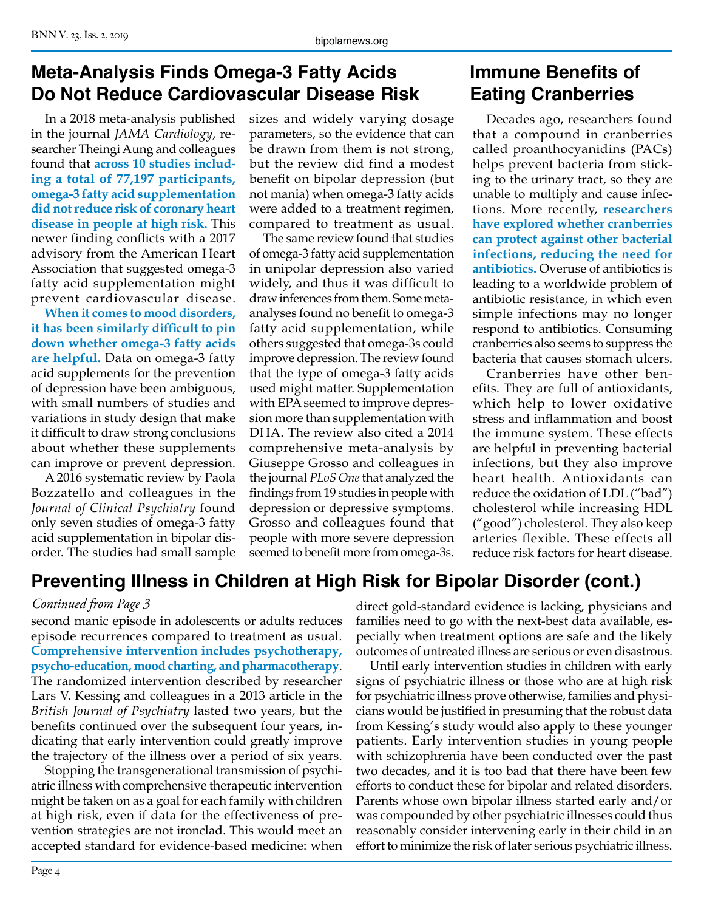## Meta-Analysis Finds Omega-3 Fatty Acids Do Not Reduce Cardiovascular Disease Risk

In a 2018 meta-analysis published in the journal *JAMA Cardiology*, researcher Theingi Aung and colleagues found that **across 10 studies including a total of 77,197 participants, omega-3 fatty acid supplementation did not reduce risk of coronary heart disease in people at high risk.** This newer finding conflicts with a 2017 advisory from the American Heart Association that suggested omega-3 fatty acid supplementation might prevent cardiovascular disease.

**When it comes to mood disorders, it has been similarly difficult to pin down whether omega-3 fatty acids are helpful.** Data on omega-3 fatty acid supplements for the prevention of depression have been ambiguous, with small numbers of studies and variations in study design that make it difficult to draw strong conclusions about whether these supplements can improve or prevent depression.

A 2016 systematic review by Paola Bozzatello and colleagues in the *Journal of Clinical Psychiatry* found only seven studies of omega-3 fatty acid supplementation in bipolar disorder. The studies had small sample sizes and widely varying dosage parameters, so the evidence that can be drawn from them is not strong, but the review did find a modest benefit on bipolar depression (but not mania) when omega-3 fatty acids were added to a treatment regimen, compared to treatment as usual.

The same review found that studies of omega-3 fatty acid supplementation in unipolar depression also varied widely, and thus it was difficult to draw inferences from them. Some meta-analyses found no benefit to omega-3 fatty acid supplementation, while others suggested that omega-3s could improve depression. The review found that the type of omega-3 fatty acids used might matter. Supplementation with EPA seemed to improve depression more than supplementation with DHA. The review also cited a 2014 comprehensive meta-analysis by Giuseppe Grosso and colleagues in the journal *PLoS One* that analyzed the findings from 19 studies in people with depression or depressive symptoms. Grosso and colleagues found that people with more severe depression seemed to benefit more from omega-3s.

## Immune Benefits of Eating Cranberries

Decades ago, researchers found that a compound in cranberries called proanthocyanidins (PACs) helps prevent bacteria from sticking to the urinary tract, so they are unable to multiply and cause infections. More recently, **researchers have explored whether cranberries can protect against other bacterial infections, reducing the need for antibiotics.** Overuse of antibiotics is leading to a worldwide problem of antibiotic resistance, in which even simple infections may no longer respond to antibiotics. Consuming cranberries also seems to suppress the bacteria that causes stomach ulcers.

Cranberries have other benefits. They are full of antioxidants, which help to lower oxidative stress and inflammation and boost the immune system. These effects are helpful in preventing bacterial infections, but they also improve heart health. Antioxidants can reduce the oxidation of LDL ("bad") cholesterol while increasing HDL ("good") cholesterol. They also keep arteries flexible. These effects all reduce risk factors for heart disease.

## Preventing Illness in Children at High Risk for Bipolar Disorder (cont.)

*Continued from Page 3*

second manic episode in adolescents or adults reduces episode recurrences compared to treatment as usual. **Comprehensive intervention includes psychotherapy, psycho-education, mood charting, and pharmacotherapy**. The randomized intervention described by researcher Lars V. Kessing and colleagues in a 2013 article in the *British Journal of Psychiatry* lasted two years, but the benefits continued over the subsequent four years, indicating that early intervention could greatly improve the trajectory of the illness over a period of six years.

Stopping the transgenerational transmission of psychiatric illness with comprehensive therapeutic intervention might be taken on as a goal for each family with children at high risk, even if data for the effectiveness of prevention strategies are not ironclad. This would meet an accepted standard for evidence-based medicine: when direct gold-standard evidence is lacking, physicians and families need to go with the next-best data available, especially when treatment options are safe and the likely outcomes of untreated illness are serious or even disastrous.

Until early intervention studies in children with early signs of psychiatric illness or those who are at high risk for psychiatric illness prove otherwise, families and physicians would be justified in presuming that the robust data from Kessing's study would also apply to these younger patients. Early intervention studies in young people with schizophrenia have been conducted over the past two decades, and it is too bad that there have been few efforts to conduct these for bipolar and related disorders. Parents whose own bipolar illness started early and/or was compounded by other psychiatric illnesses could thus reasonably consider intervening early in their child in an effort to minimize the risk of later serious psychiatric illness.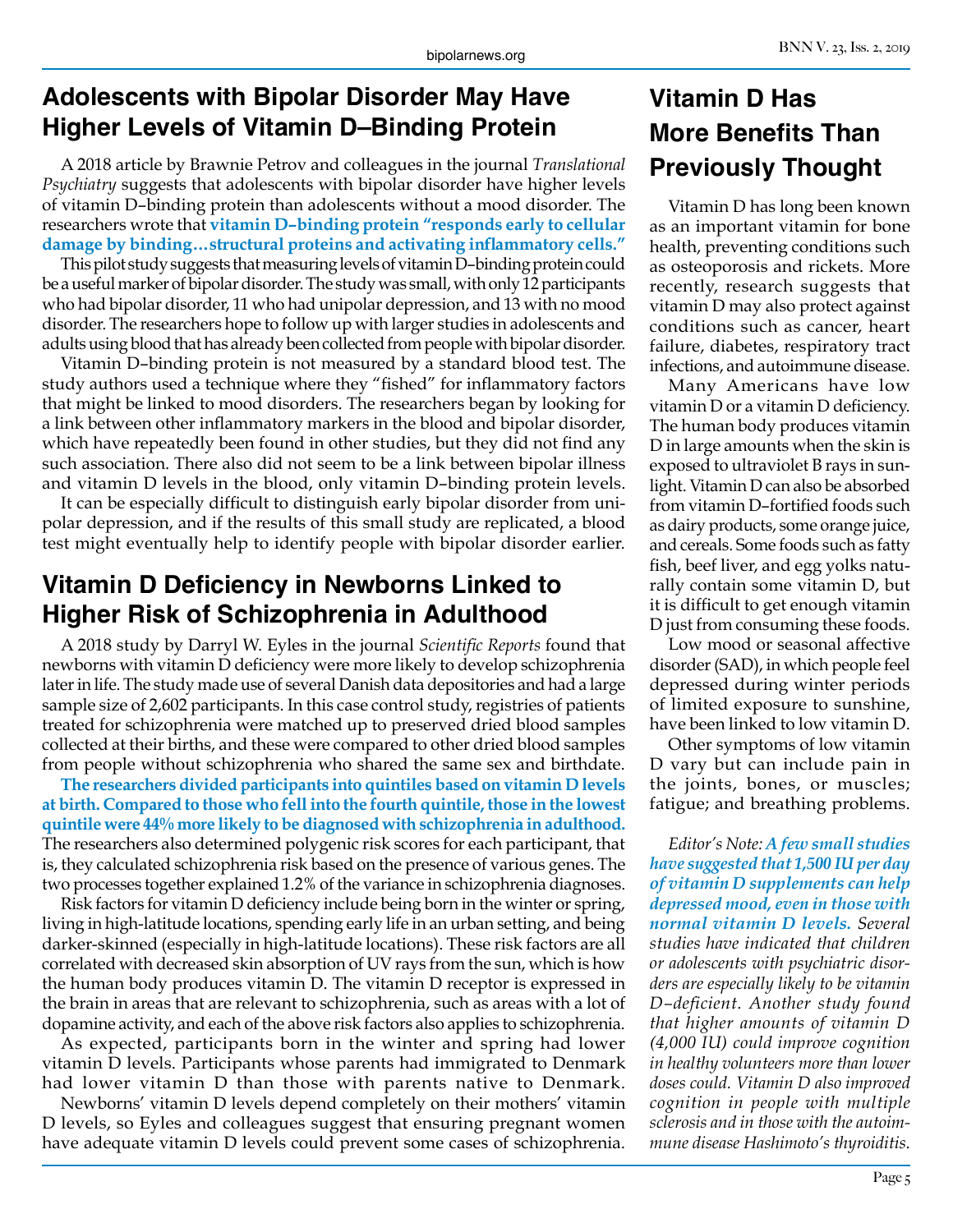## Adolescents with Bipolar Disorder May Have Higher Levels of Vitamin D–Binding Protein

A 2018 article by Brawnie Petrov and colleagues in the journal *Translational Psychiatry* suggests that adolescents with bipolar disorder have higher levels of vitamin D–binding protein than adolescents without a mood disorder. The researchers wrote that **vitamin D–binding protein "responds early to cellular damage by binding…structural proteins and activating inflammatory cells."**

This pilot study suggests that measuring levels of vitamin D–binding protein could be a useful marker of bipolar disorder. The study was small, with only 12 participants who had bipolar disorder, 11 who had unipolar depression, and 13 with no mood disorder. The researchers hope to follow up with larger studies in adolescents and adults using blood that has already been collected from people with bipolar disorder.

Vitamin D–binding protein is not measured by a standard blood test. The study authors used a technique where they "fished" for inflammatory factors that might be linked to mood disorders. The researchers began by looking for a link between other inflammatory markers in the blood and bipolar disorder, which have repeatedly been found in other studies, but they did not find any such association. There also did not seem to be a link between bipolar illness and vitamin D levels in the blood, only vitamin D–binding protein levels.

It can be especially difficult to distinguish early bipolar disorder from unipolar depression, and if the results of this small study are replicated, a blood test might eventually help to identify people with bipolar disorder earlier.

## Vitamin D Deficiency in Newborns Linked to Higher Risk of Schizophrenia in Adulthood

A 2018 study by Darryl W. Eyles in the journal *Scientific Reports* found that newborns with vitamin D deficiency were more likely to develop schizophrenia later in life. The study made use of several Danish data depositories and had a large sample size of 2,602 participants. In this case control study, registries of patients treated for schizophrenia were matched up to preserved dried blood samples collected at their births, and these were compared to other dried blood samples from people without schizophrenia who shared the same sex and birthdate.

**The researchers divided participants into quintiles based on vitamin D levels at birth. Compared to those who fell into the fourth quintile, those in the lowest quintile were 44% more likely to be diagnosed with schizophrenia in adulthood.** The researchers also determined polygenic risk scores for each participant, that is, they calculated schizophrenia risk based on the presence of various genes. The two processes together explained 1.2% of the variance in schizophrenia diagnoses.

Risk factors for vitamin D deficiency include being born in the winter or spring, living in high-latitude locations, spending early life in an urban setting, and being darker-skinned (especially in high-latitude locations). These risk factors are all correlated with decreased skin absorption of UV rays from the sun, which is how the human body produces vitamin D. The vitamin D receptor is expressed in the brain in areas that are relevant to schizophrenia, such as areas with a lot of dopamine activity, and each of the above risk factors also applies to schizophrenia.

As expected, participants born in the winter and spring had lower vitamin D levels. Participants whose parents had immigrated to Denmark had lower vitamin D than those with parents native to Denmark.

Newborns' vitamin D levels depend completely on their mothers' vitamin D levels, so Eyles and colleagues suggest that ensuring pregnant women have adequate vitamin D levels could prevent some cases of schizophrenia.

## Vitamin D Has More Benefits Than Previously Thought

Vitamin D has long been known as an important vitamin for bone health, preventing conditions such as osteoporosis and rickets. More recently, research suggests that vitamin D may also protect against conditions such as cancer, heart failure, diabetes, respiratory tract infections, and autoimmune disease.

Many Americans have low vitamin D or a vitamin D deficiency. The human body produces vitamin D in large amounts when the skin is exposed to ultraviolet B rays in sunlight. Vitamin D can also be absorbed from vitamin D–fortified foods such as dairy products, some orange juice, and cereals. Some foods such as fatty fish, beef liver, and egg yolks naturally contain some vitamin D, but it is difficult to get enough vitamin D just from consuming these foods.

Low mood or seasonal affective disorder (SAD), in which people feel depressed during winter periods of limited exposure to sunshine, have been linked to low vitamin D.

Other symptoms of low vitamin D vary but can include pain in the joints, bones, or muscles; fatigue; and breathing problems.

*Editor's Note: **A few small studies have suggested that 1,500 IU per day of vitamin D supplements can help depressed mood, even in those with normal vitamin D levels.** Several studies have indicated that children or adolescents with psychiatric disorders are especially likely to be vitamin D–deficient. Another study found that higher amounts of vitamin D (4,000 IU) could improve cognition in healthy volunteers more than lower doses could. Vitamin D also improved cognition in people with multiple sclerosis and in those with the autoimmune disease Hashimoto's thyroiditis.*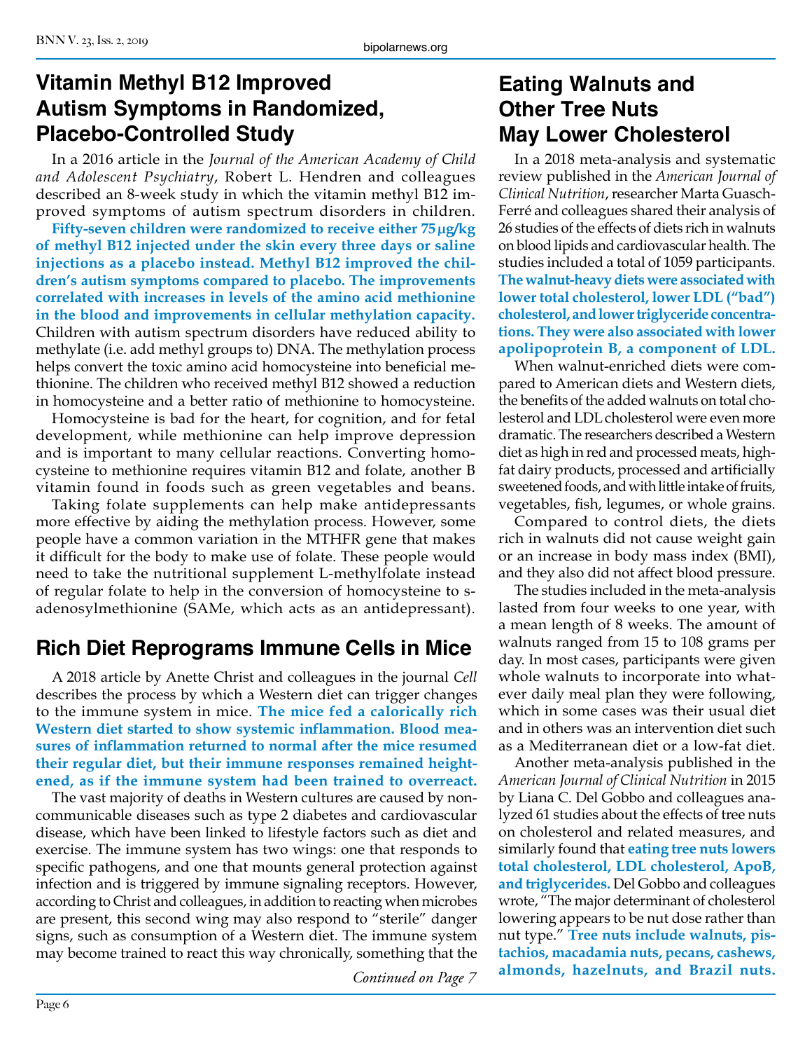## Vitamin Methyl B12 Improved Autism Symptoms in Randomized, Placebo-Controlled Study

In a 2016 article in the *Journal of the American Academy of Child and Adolescent Psychiatry*, Robert L. Hendren and colleagues described an 8-week study in which the vitamin methyl B12 improved symptoms of autism spectrum disorders in children. **Fifty-seven children were randomized to receive either 75 µg/kg of methyl B12 injected under the skin every three days or saline injections as a placebo instead. Methyl B12 improved the children's autism symptoms compared to placebo. The improvements correlated with increases in levels of the amino acid methionine in the blood and improvements in cellular methylation capacity.** Children with autism spectrum disorders have reduced ability to methylate (i.e. add methyl groups to) DNA. The methylation process helps convert the toxic amino acid homocysteine into beneficial methionine. The children who received methyl B12 showed a reduction in homocysteine and a better ratio of methionine to homocysteine.

Homocysteine is bad for the heart, for cognition, and for fetal development, while methionine can help improve depression and is important to many cellular reactions. Converting homocysteine to methionine requires vitamin B12 and folate, another B vitamin found in foods such as green vegetables and beans.

Taking folate supplements can help make antidepressants more effective by aiding the methylation process. However, some people have a common variation in the MTHFR gene that makes it difficult for the body to make use of folate. These people would need to take the nutritional supplement L-methylfolate instead of regular folate to help in the conversion of homocysteine to s-adenosylmethionine (SAMe, which acts as an antidepressant).

## Rich Diet Reprograms Immune Cells in Mice

A 2018 article by Anette Christ and colleagues in the journal *Cell* describes the process by which a Western diet can trigger changes to the immune system in mice. **The mice fed a calorically rich Western diet started to show systemic inflammation. Blood measures of inflammation returned to normal after the mice resumed their regular diet, but their immune responses remained heightened, as if the immune system had been trained to overreact.**

The vast majority of deaths in Western cultures are caused by noncommunicable diseases such as type 2 diabetes and cardiovascular disease, which have been linked to lifestyle factors such as diet and exercise. The immune system has two wings: one that responds to specific pathogens, and one that mounts general protection against infection and is triggered by immune signaling receptors. However, according to Christ and colleagues, in addition to reacting when microbes are present, this second wing may also respond to "sterile" danger signs, such as consumption of a Western diet. The immune system may become trained to react this way chronically, something that the

*Continued on Page 7*

## Eating Walnuts and Other Tree Nuts May Lower Cholesterol

In a 2018 meta-analysis and systematic review published in the *American Journal of Clinical Nutrition*, researcher Marta Guasch-Ferré and colleagues shared their analysis of 26 studies of the effects of diets rich in walnuts on blood lipids and cardiovascular health. The studies included a total of 1059 participants. **The walnut-heavy diets were associated with lower total cholesterol, lower LDL ("bad") cholesterol, and lower triglyceride concentrations. They were also associated with lower apolipoprotein B, a component of LDL.**

When walnut-enriched diets were compared to American diets and Western diets, the benefits of the added walnuts on total cholesterol and LDL cholesterol were even more dramatic. The researchers described a Western diet as high in red and processed meats, high-fat dairy products, processed and artificially sweetened foods, and with little intake of fruits, vegetables, fish, legumes, or whole grains.

Compared to control diets, the diets rich in walnuts did not cause weight gain or an increase in body mass index (BMI), and they also did not affect blood pressure.

The studies included in the meta-analysis lasted from four weeks to one year, with a mean length of 8 weeks. The amount of walnuts ranged from 15 to 108 grams per day. In most cases, participants were given whole walnuts to incorporate into whatever daily meal plan they were following, which in some cases was their usual diet and in others was an intervention diet such as a Mediterranean diet or a low-fat diet.

Another meta-analysis published in the *American Journal of Clinical Nutrition* in 2015 by Liana C. Del Gobbo and colleagues analyzed 61 studies about the effects of tree nuts on cholesterol and related measures, and similarly found that **eating tree nuts lowers total cholesterol, LDL cholesterol, ApoB, and triglycerides.** Del Gobbo and colleagues wrote, "The major determinant of cholesterol lowering appears to be nut dose rather than nut type." **Tree nuts include walnuts, pistachios, macadamia nuts, pecans, cashews, almonds, hazelnuts, and Brazil nuts.**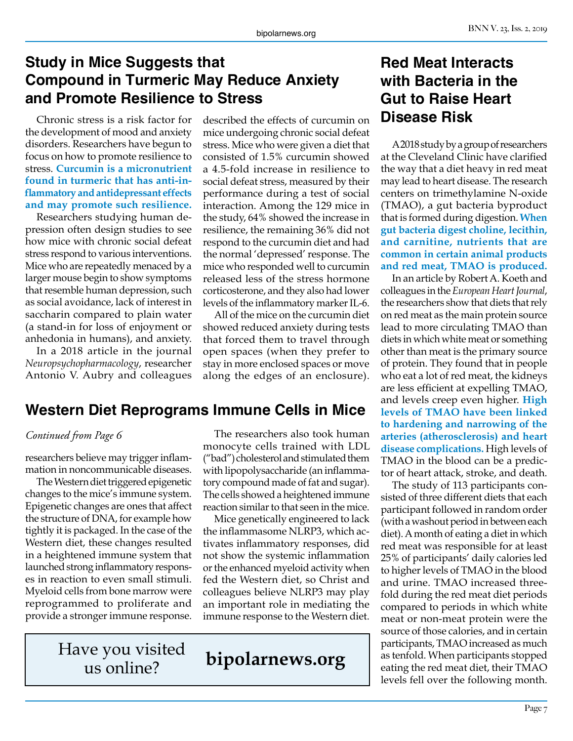## Study in Mice Suggests that Compound in Turmeric May Reduce Anxiety and Promote Resilience to Stress

Chronic stress is a risk factor for the development of mood and anxiety disorders. Researchers have begun to focus on how to promote resilience to stress. **Curcumin is a micronutrient found in turmeric that has anti-inflammatory and antidepressant effects and may promote such resilience.**

Researchers studying human depression often design studies to see how mice with chronic social defeat stress respond to various interventions. Mice who are repeatedly menaced by a larger mouse begin to show symptoms that resemble human depression, such as social avoidance, lack of interest in saccharin compared to plain water (a stand-in for loss of enjoyment or anhedonia in humans), and anxiety.

In a 2018 article in the journal *Neuropsychopharmacology*, researcher Antonio V. Aubry and colleagues described the effects of curcumin on mice undergoing chronic social defeat stress. Mice who were given a diet that consisted of 1.5% curcumin showed a 4.5-fold increase in resilience to social defeat stress, measured by their performance during a test of social interaction. Among the 129 mice in the study, 64% showed the increase in resilience, the remaining 36% did not respond to the curcumin diet and had the normal 'depressed' response. The mice who responded well to curcumin released less of the stress hormone corticosterone, and they also had lower levels of the inflammatory marker IL-6.

All of the mice on the curcumin diet showed reduced anxiety during tests that forced them to travel through open spaces (when they prefer to stay in more enclosed spaces or move along the edges of an enclosure).

## Western Diet Reprograms Immune Cells in Mice

*Continued from Page 6*

researchers believe may trigger inflammation in noncommunicable diseases.

The Western diet triggered epigenetic changes to the mice's immune system. Epigenetic changes are ones that affect the structure of DNA, for example how tightly it is packaged. In the case of the Western diet, these changes resulted in a heightened immune system that launched strong inflammatory responses in reaction to even small stimuli. Myeloid cells from bone marrow were reprogrammed to proliferate and provide a stronger immune response.

The researchers also took human monocyte cells trained with LDL ("bad") cholesterol and stimulated them with lipopolysaccharide (an inflammatory compound made of fat and sugar). The cells showed a heightened immune reaction similar to that seen in the mice.

Mice genetically engineered to lack the inflammasome NLRP3, which activates inflammatory responses, did not show the systemic inflammation or the enhanced myeloid activity when fed the Western diet, so Christ and colleagues believe NLRP3 may play an important role in mediating the immune response to the Western diet.

Have you visited us online? **bipolarnews.org**

## Red Meat Interacts with Bacteria in the Gut to Raise Heart Disease Risk

A 2018 study by a group of researchers at the Cleveland Clinic have clarified the way that a diet heavy in red meat may lead to heart disease. The research centers on trimethylamine N-oxide (TMAO), a gut bacteria byproduct that is formed during digestion. **When gut bacteria digest choline, lecithin, and carnitine, nutrients that are common in certain animal products and red meat, TMAO is produced.**

In an article by Robert A. Koeth and colleagues in the *European Heart Journal*, the researchers show that diets that rely on red meat as the main protein source lead to more circulating TMAO than diets in which white meat or something other than meat is the primary source of protein. They found that in people who eat a lot of red meat, the kidneys are less efficient at expelling TMAO, and levels creep even higher. **High levels of TMAO have been linked to hardening and narrowing of the arteries (atherosclerosis) and heart disease complications.** High levels of TMAO in the blood can be a predictor of heart attack, stroke, and death.

The study of 113 participants consisted of three different diets that each participant followed in random order (with a washout period in between each diet). A month of eating a diet in which red meat was responsible for at least 25% of participants' daily calories led to higher levels of TMAO in the blood and urine. TMAO increased threefold during the red meat diet periods compared to periods in which white meat or non-meat protein were the source of those calories, and in certain participants, TMAO increased as much as tenfold. When participants stopped eating the red meat diet, their TMAO levels fell over the following month.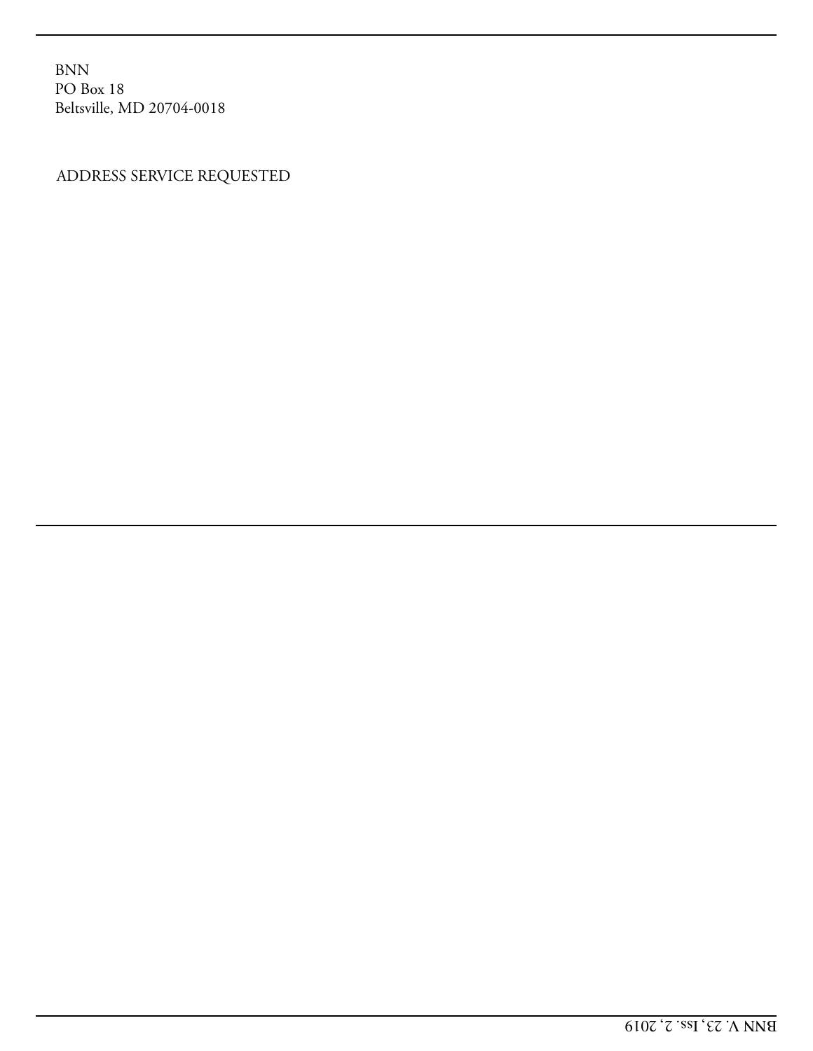BNN
PO Box 18
Beltsville, MD 20704-0018

ADDRESS SERVICE REQUESTED